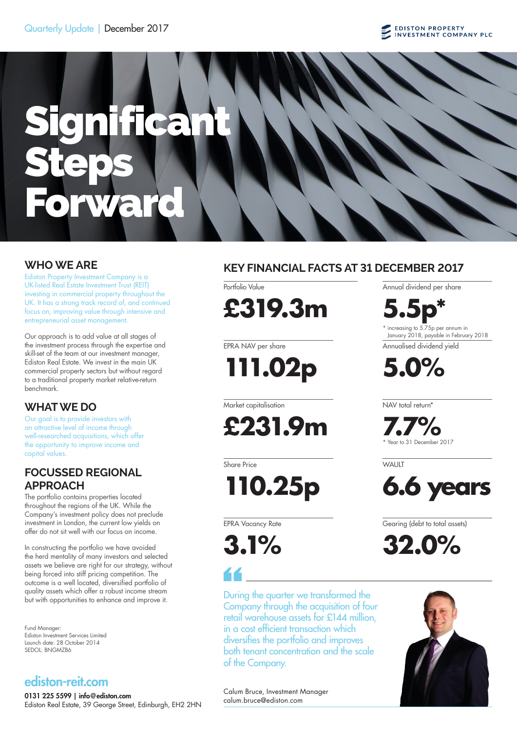Quarterly Update | December 2017

EDISTON PROPERTY INVESTMENT COMPANY PLC

# Significant Steps Forward

## WHO WE ARE

Ediston Property Investment Company is a UK-listed Real Estate Investment Trust (REIT) investing in commercial property throughout the UK. It has a strong track record of, and continued focus on, improving value through intensive and entrepreneurial asset management.

Our approach is to add value at all stages of the investment process through the expertise and skill-set of the team at our investment manager, Ediston Real Estate. We invest in the main UK commercial property sectors but without regard to a traditional property market relative-return benchmark.

## WHAT WE DO

Our goal is to provide investors with an attractive level of income through well-researched acquisitions, which offer the opportunity to improve income and capital values.

## FOCUSSED REGIONAL APPROACH

The portfolio contains properties located throughout the regions of the UK. While the Company's investment policy does not preclude investment in London, the current low yields on offer do not sit well with our focus on income.

In constructing the portfolio we have avoided the herd mentality of many investors and selected assets we believe are right for our strategy, without being forced into stiff pricing competition. The outcome is a well located, diversified portfolio of quality assets which offer a robust income stream but with opportunities to enhance and improve it.

Fund Manager: Ediston Investment Services Limited
Launch date: 28 October 2014
SEDOL: BNGMZB6

**ediston-reit.com**

**0131 225 5599 | info@ediston.com**
Ediston Real Estate, 39 George Street, Edinburgh, EH2 2HN

## KEY FINANCIAL FACTS AT 31 DECEMBER 2017

| Metric | Value |
|---|---|
| Portfolio Value | **£319.3m** |
| Annual dividend per share | **5.5p*** |
| EPRA NAV per share | **111.02p** |
| Annualised dividend yield | **5.0%** |
| Market capitalisation | **£231.9m** |
| NAV total return* | **7.7%** |
| Share Price | **110.25p** |
| WAULT | **6.6 years** |
| EPRA Vacancy Rate | **3.1%** |
| Gearing (debt to total assets) | **32.0%** |

\* increasing to 5.75p per annum in January 2018, payable in February 2018

\* Year to 31 December 2017

> During the quarter we transformed the Company through the acquisition of four retail warehouse assets for £144 million, in a cost efficient transaction which diversifies the portfolio and improves both tenant concentration and the scale of the Company.

Calum Bruce, Investment Manager
calum.bruce@ediston.com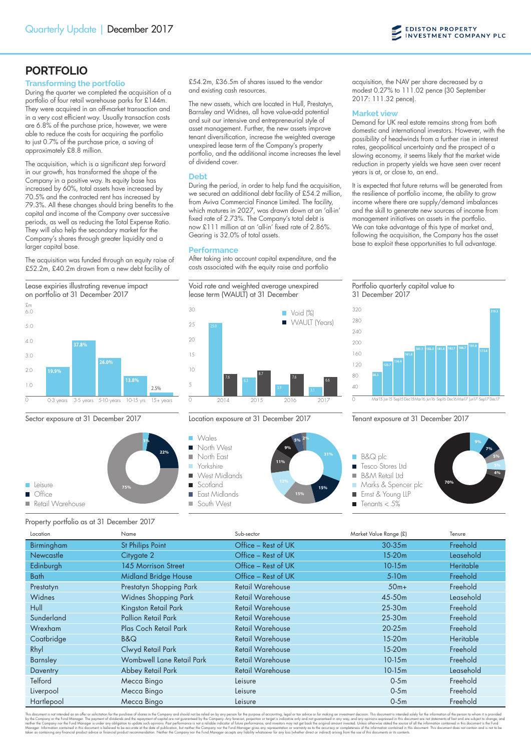# PORTFOLIO

## Transforming the portfolio

During the quarter we completed the acquisition of a portfolio of four retail warehouse parks for £144m. They were acquired in an off-market transaction and in a very cost efficient way. Usually transaction costs are 6.8% of the purchase price, however, we were able to reduce the costs for acquiring the portfolio to just 0.7% of the purchase price, a saving of approximately £8.8 million.

The acquisition, which is a significant step forward in our growth, has transformed the shape of the Company in a positive way. Its equity base has increased by 60%, total assets have increased by 70.5% and the contracted rent has increased by 79.3%. All these changes should bring benefits to the capital and income of the Company over successive periods, as well as reducing the Total Expense Ratio. They will also help the secondary market for the Company's shares through greater liquidity and a larger capital base.

The acquisition was funded through an equity raise of £52.2m, £40.2m drawn from a new debt facility of £54.2m, £36.5m of shares issued to the vendor and existing cash resources.

The new assets, which are located in Hull, Prestatyn, Barnsley and Widnes, all have value-add potential and suit our intensive and entrepreneurial style of asset management. Further, the new assets improve tenant diversification, increase the weighted average unexpired lease term of the Company's property portfolio, and the additional income increases the level of dividend cover.

## Debt

During the period, in order to help fund the acquisition, we secured an additional debt facility of £54.2 million, from Aviva Commercial Finance Limited. The facility, which matures in 2027, was drawn down at an 'all-in' fixed rate of 2.73%. The Company's total debt is now £111 million at an 'all-in' fixed rate of 2.86%. Gearing is 32.0% of total assets.

## Performance

After taking into account capital expenditure, and the costs associated with the equity raise and portfolio acquisition, the NAV per share decreased by a modest 0.27% to 111.02 pence (30 September 2017: 111.32 pence).

## Market view

Demand for UK real estate remains strong from both domestic and international investors. However, with the possibility of headwinds from a further rise in interest rates, geopolitical uncertainty and the prospect of a slowing economy, it seems likely that the market wide reduction in property yields we have seen over recent years is at, or close to, an end.

It is expected that future returns will be generated from the resilience of portfolio income, the ability to grow income where there are supply/demand imbalances and the skill to generate new sources of income from management initiatives on assets in the portfolio. We can take advantage of this type of market and, following the acquisition, the Company has the asset base to exploit these opportunities to full advantage.

Lease expiries illustrating revenue impact on portfolio at 31 December 2017

£m
6.0
5.0
4.0
3.0
2.0
1.0
0
19.9%
37.8%
26.0%
13.8%
2.5%
0-3 years
3-5 years
5-10 years
10-15 yrs
15+ years

Void rate and weighted average unexpired lease term (WAULT) at 31 December

30
25
20
15
10
5
0
Void (%)
WAULT (Years)
25.0
7.6
6.3
8.7
3.9
7.6
3.1
6.6
2014
2015
2016
2017

Portfolio quarterly capital value to 31 December 2017

320
280
240
200
160
120
80
40
0
86.3
123.7
136.4
161.8
181.1
182.3
181.4
182.7
184.7
191.9
173.4
319.3
Mar15 Jun15 Sep15 Dec15 Mar16 Jun16 Sep16 Dec16 Mar17 Jun17 Sep17 Dec17

Sector exposure at 31 December 2017

Leisure
Office
Retail Warehouse
3%
22%
75%

Location exposure at 31 December 2017

Wales
North West
North East
Yorkshire
West Midlands
Scotland
East Midlands
South West
31%
15%
15%
12%
11%
9%
5%
2%

Tenant exposure at 31 December 2017

B&Q plc
Tesco Stores Ltd
B&M Retail Ltd
Marks & Spencer plc
Ernst & Young LLP
Tenants < 5%
9%
7%
5%
5%
4%
70%

Property portfolio as at 31 December 2017

| Location | Name | Sub-sector | Market Value Range (£) | Tenure |
|---|---|---|---|---|
| Birmingham | St Philips Point | Office – Rest of UK | 30-35m | Freehold |
| Newcastle | Citygate 2 | Office – Rest of UK | 15-20m | Leasehold |
| Edinburgh | 145 Morrison Street | Office – Rest of UK | 10-15m | Heritable |
| Bath | Midland Bridge House | Office – Rest of UK | 5-10m | Freehold |
| Prestatyn | Prestatyn Shopping Park | Retail Warehouse | 50m+ | Freehold |
| Widnes | Widnes Shopping Park | Retail Warehouse | 45-50m | Leasehold |
| Hull | Kingston Retail Park | Retail Warehouse | 25-30m | Freehold |
| Sunderland | Pallion Retail Park | Retail Warehouse | 25-30m | Freehold |
| Wrexham | Plas Coch Retail Park | Retail Warehouse | 20-25m | Freehold |
| Coatbridge | B&Q | Retail Warehouse | 15-20m | Heritable |
| Rhyl | Clwyd Retail Park | Retail Warehouse | 15-20m | Freehold |
| Barnsley | Wombwell Lane Retail Park | Retail Warehouse | 10-15m | Freehold |
| Daventry | Abbey Retail Park | Retail Warehouse | 10-15m | Leasehold |
| Telford | Mecca Bingo | Leisure | 0-5m | Freehold |
| Liverpool | Mecca Bingo | Leisure | 0-5m | Freehold |
| Hartlepool | Mecca Bingo | Leisure | 0-5m | Freehold |

This document is not intended as an offer or solicitation for the purchase of shares in the Company and should not be relied on by any person for the purpose of accounting, legal or tax advice or for making an investment decision. This document is intended solely for the information of the person to whom it is provided by the Company or the Fund Manager. The payment of dividends and the repayment of capital are not guaranteed by the Company. Any forecast, projection or target is indicative only and not guaranteed in any way, and any opinions expressed in this document are not statements of fact and are subject to change, and neither the Company nor the Fund Manager is under any obligation to update such opinions. Past performance is not a reliable indicator of future performance, and investors may not get back the original amount invested. Unless otherwise stated the source of all the information contained in this document is the Fund Manager. Information contained in this document is believed to be accurate at the date of publication, but neither the Company nor the Fund Manager gives any representation or warranty as to the accuracy or completeness of the information contained in this document. This document does not contain and is not to be taken as containing any financial product advice or financial product recommendation. Neither the Company nor the Fund Manager accepts any liability whatsoever for any loss (whether direct or indirect) arising from the use of this documents or its contents.